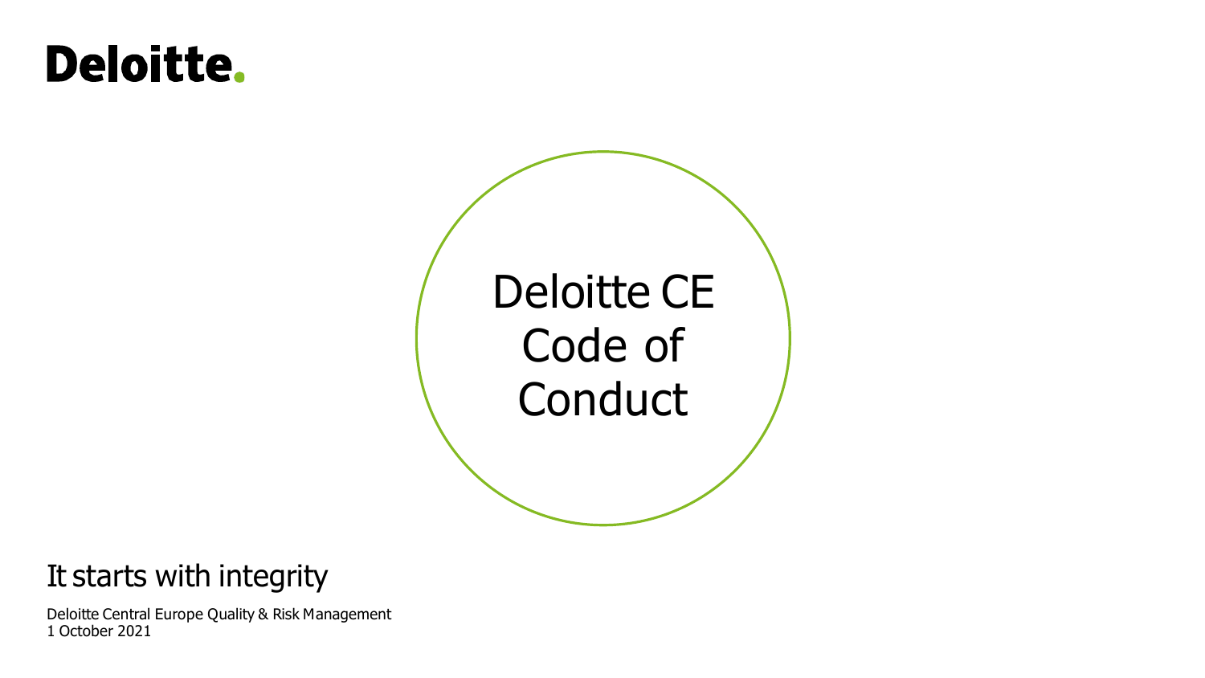Deloitte.

# Deloitte CE Code of Conduct

## It starts with integrity

Deloitte Central Europe Quality & Risk Management
1 October 2021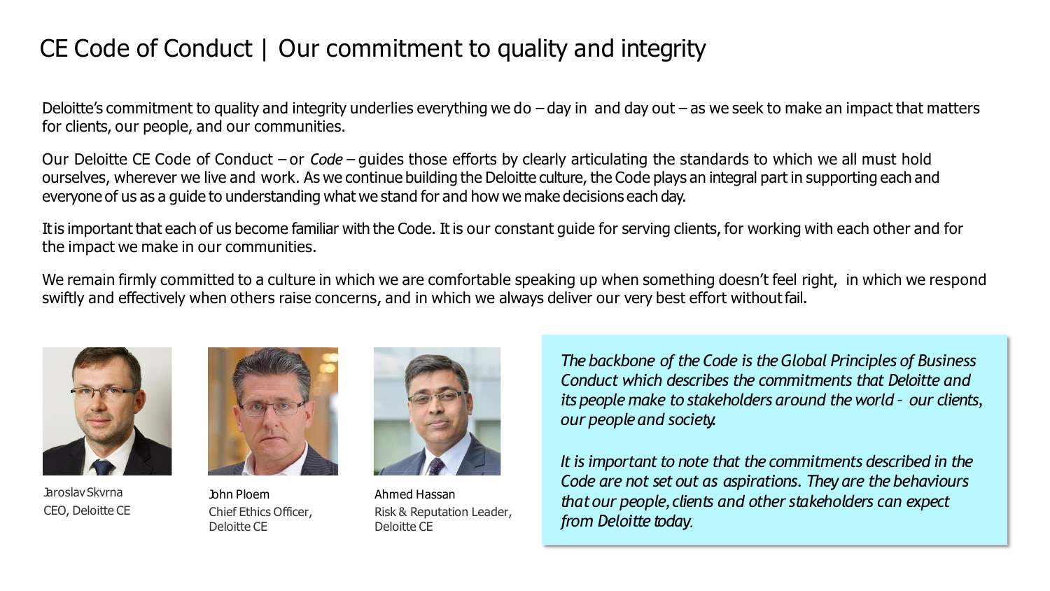# CE Code of Conduct | Our commitment to quality and integrity

Deloitte's commitment to quality and integrity underlies everything we do – day in and day out – as we seek to make an impact that matters for clients, our people, and our communities.

Our Deloitte CE Code of Conduct – or *Code* – guides those efforts by clearly articulating the standards to which we all must hold ourselves, wherever we live and work. As we continue building the Deloitte culture, the Code plays an integral part in supporting each and everyone of us as a guide to understanding what we stand for and how we make decisions each day.

It is important that each of us become familiar with the Code. It is our constant guide for serving clients, for working with each other and for the impact we make in our communities.

We remain firmly committed to a culture in which we are comfortable speaking up when something doesn't feel right, in which we respond swiftly and effectively when others raise concerns, and in which we always deliver our very best effort without fail.

Jaroslav Skvrna
CEO, Deloitte CE

John Ploem
Chief Ethics Officer, Deloitte CE

Ahmed Hassan
Risk & Reputation Leader, Deloitte CE

*The backbone of the Code is the Global Principles of Business Conduct which describes the commitments that Deloitte and its people make to stakeholders around the world - our clients, our people and society.*

*It is important to note that the commitments described in the Code are not set out as aspirations. They are the behaviours that our people, clients and other stakeholders can expect from Deloitte today.*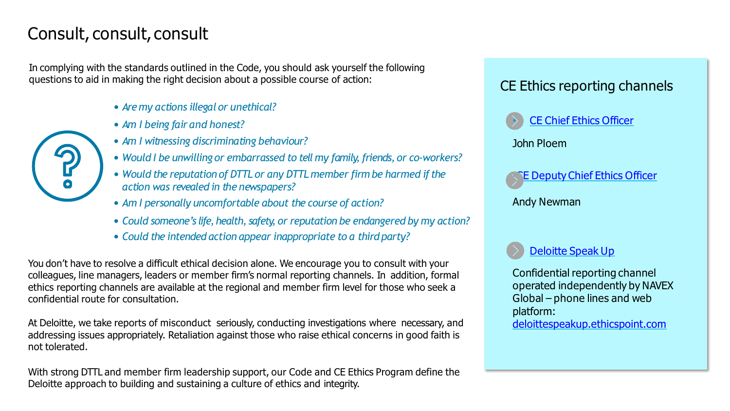# Consult, consult, consult

In complying with the standards outlined in the Code, you should ask yourself the following questions to aid in making the right decision about a possible course of action:

- *Are my actions illegal or unethical?*
- *Am I being fair and honest?*
- *Am I witnessing discriminating behaviour?*
- *Would I be unwilling or embarrassed to tell my family, friends, or co-workers?*
- *Would the reputation of DTTL or any DTTL member firm be harmed if the action was revealed in the newspapers?*
- *Am I personally uncomfortable about the course of action?*
- *Could someone's life, health, safety, or reputation be endangered by my action?*
- *Could the intended action appear inappropriate to a third party?*

You don't have to resolve a difficult ethical decision alone. We encourage you to consult with your colleagues, line managers, leaders or member firm's normal reporting channels. In addition, formal ethics reporting channels are available at the regional and member firm level for those who seek a confidential route for consultation.

At Deloitte, we take reports of misconduct seriously, conducting investigations where necessary, and addressing issues appropriately. Retaliation against those who raise ethical concerns in good faith is not tolerated.

With strong DTTL and member firm leadership support, our Code and CE Ethics Program define the Deloitte approach to building and sustaining a culture of ethics and integrity.

## CE Ethics reporting channels

**CE Chief Ethics Officer**

John Ploem

**CE Deputy Chief Ethics Officer**

Andy Newman

**Deloitte Speak Up**

Confidential reporting channel operated independently by NAVEX Global – phone lines and web platform: deloittespeakup.ethicspoint.com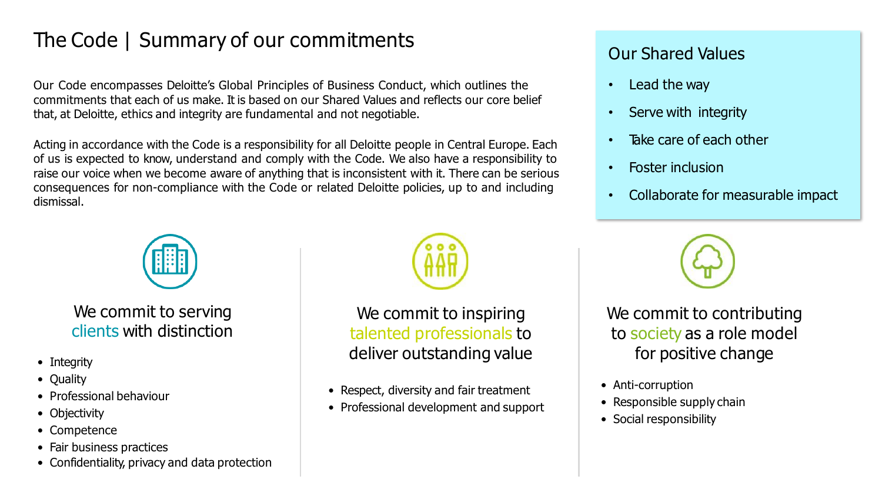# The Code | Summary of our commitments

Our Code encompasses Deloitte's Global Principles of Business Conduct, which outlines the commitments that each of us make. It is based on our Shared Values and reflects our core belief that, at Deloitte, ethics and integrity are fundamental and not negotiable.

Acting in accordance with the Code is a responsibility for all Deloitte people in Central Europe. Each of us is expected to know, understand and comply with the Code. We also have a responsibility to raise our voice when we become aware of anything that is inconsistent with it. There can be serious consequences for non-compliance with the Code or related Deloitte policies, up to and including dismissal.

## Our Shared Values

- Lead the way
- Serve with integrity
- Take care of each other
- Foster inclusion
- Collaborate for measurable impact

### We commit to serving clients with distinction

- Integrity
- Quality
- Professional behaviour
- Objectivity
- Competence
- Fair business practices
- Confidentiality, privacy and data protection

### We commit to inspiring talented professionals to deliver outstanding value

- Respect, diversity and fair treatment
- Professional development and support

### We commit to contributing to society as a role model for positive change

- Anti-corruption
- Responsible supply chain
- Social responsibility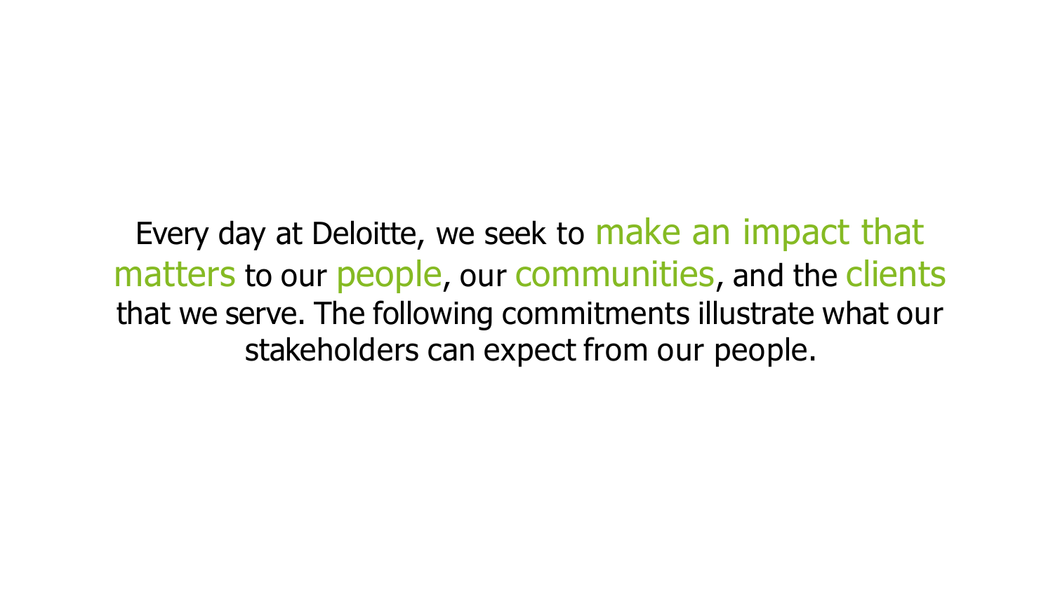Every day at Deloitte, we seek to make an impact that matters to our people, our communities, and the clients that we serve. The following commitments illustrate what our stakeholders can expect from our people.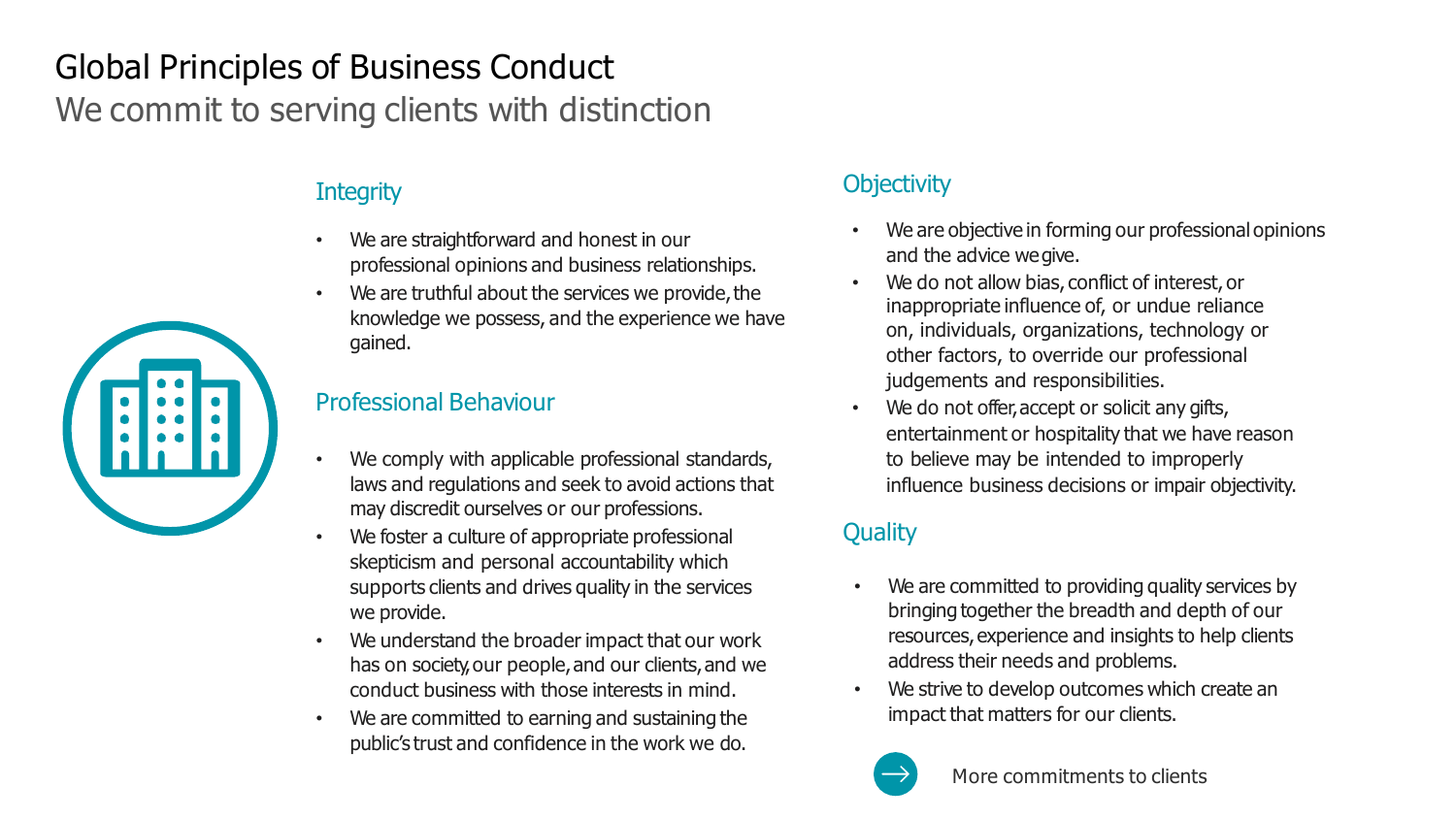# Global Principles of Business Conduct

## We commit to serving clients with distinction

### Integrity

- We are straightforward and honest in our professional opinions and business relationships.
- We are truthful about the services we provide, the knowledge we possess, and the experience we have gained.

### Professional Behaviour

- We comply with applicable professional standards, laws and regulations and seek to avoid actions that may discredit ourselves or our professions.
- We foster a culture of appropriate professional skepticism and personal accountability which supports clients and drives quality in the services we provide.
- We understand the broader impact that our work has on society, our people, and our clients, and we conduct business with those interests in mind.
- We are committed to earning and sustaining the public's trust and confidence in the work we do.

### Objectivity

- We are objective in forming our professional opinions and the advice we give.
- We do not allow bias, conflict of interest, or inappropriate influence of, or undue reliance on, individuals, organizations, technology or other factors, to override our professional judgements and responsibilities.
- We do not offer, accept or solicit any gifts, entertainment or hospitality that we have reason to believe may be intended to improperly influence business decisions or impair objectivity.

### Quality

- We are committed to providing quality services by bringing together the breadth and depth of our resources, experience and insights to help clients address their needs and problems.
- We strive to develop outcomes which create an impact that matters for our clients.

More commitments to clients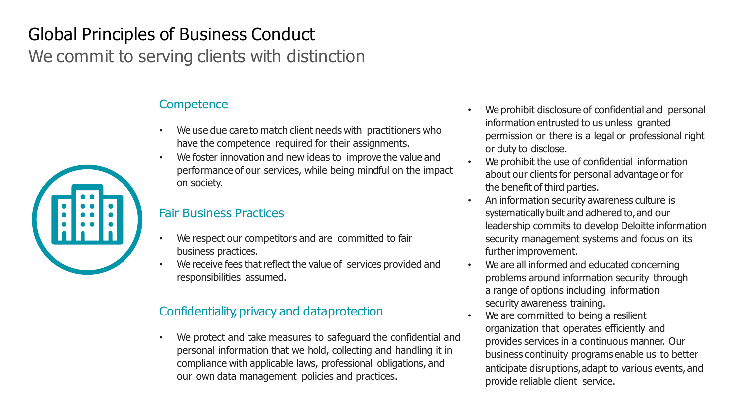# Global Principles of Business Conduct

## We commit to serving clients with distinction

### Competence

- We use due care to match client needs with practitioners who have the competence required for their assignments.
- We foster innovation and new ideas to improve the value and performance of our services, while being mindful on the impact on society.

### Fair Business Practices

- We respect our competitors and are committed to fair business practices.
- We receive fees that reflect the value of services provided and responsibilities assumed.

### Confidentiality, privacy and dataprotection

- We protect and take measures to safeguard the confidential and personal information that we hold, collecting and handling it in compliance with applicable laws, professional obligations, and our own data management policies and practices.
- We prohibit disclosure of confidential and personal information entrusted to us unless granted permission or there is a legal or professional right or duty to disclose.
- We prohibit the use of confidential information about our clients for personal advantage or for the benefit of third parties.
- An information security awareness culture is systematically built and adhered to, and our leadership commits to develop Deloitte information security management systems and focus on its further improvement.
- We are all informed and educated concerning problems around information security through a range of options including information security awareness training.
- We are committed to being a resilient organization that operates efficiently and provides services in a continuous manner. Our business continuity programs enable us to better anticipate disruptions, adapt to various events, and provide reliable client service.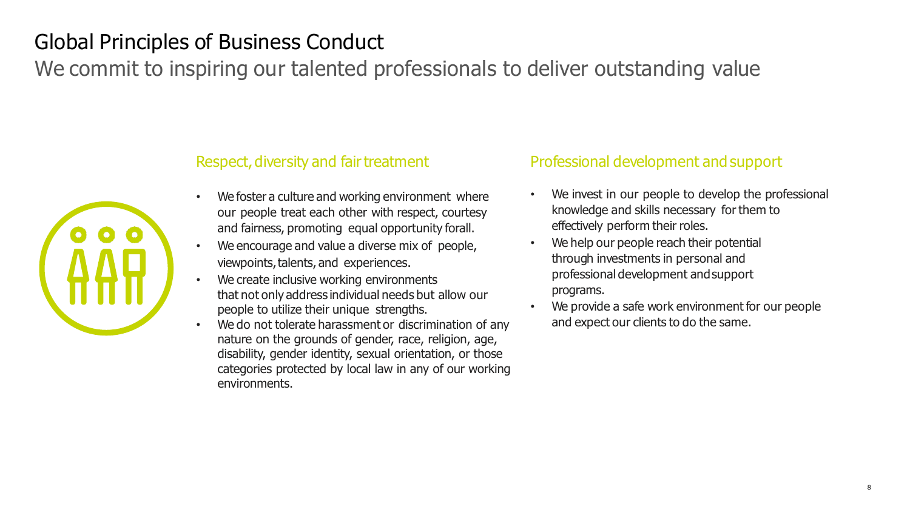# Global Principles of Business Conduct

## We commit to inspiring our talented professionals to deliver outstanding value

### Respect, diversity and fair treatment

- We foster a culture and working environment where our people treat each other with respect, courtesy and fairness, promoting equal opportunity forall.
- We encourage and value a diverse mix of people, viewpoints, talents, and experiences.
- We create inclusive working environments that not only address individual needs but allow our people to utilize their unique strengths.
- We do not tolerate harassment or discrimination of any nature on the grounds of gender, race, religion, age, disability, gender identity, sexual orientation, or those categories protected by local law in any of our working environments.

### Professional development and support

- We invest in our people to develop the professional knowledge and skills necessary for them to effectively perform their roles.
- We help our people reach their potential through investments in personal and professional development and support programs.
- We provide a safe work environment for our people and expect our clients to do the same.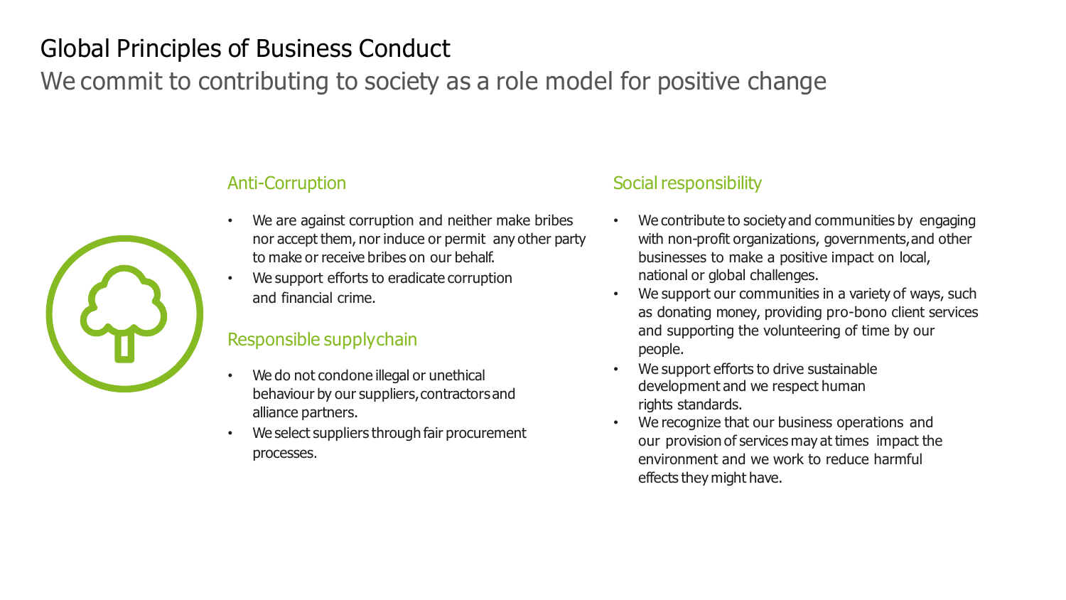# Global Principles of Business Conduct

## We commit to contributing to society as a role model for positive change

### Anti-Corruption

- We are against corruption and neither make bribes nor accept them, nor induce or permit any other party to make or receive bribes on our behalf.
- We support efforts to eradicate corruption and financial crime.

### Responsible supply chain

- We do not condone illegal or unethical behaviour by our suppliers, contractors and alliance partners.
- We select suppliers through fair procurement processes.

### Social responsibility

- We contribute to society and communities by engaging with non-profit organizations, governments, and other businesses to make a positive impact on local, national or global challenges.
- We support our communities in a variety of ways, such as donating money, providing pro-bono client services and supporting the volunteering of time by our people.
- We support efforts to drive sustainable development and we respect human rights standards.
- We recognize that our business operations and our provision of services may at times impact the environment and we work to reduce harmful effects they might have.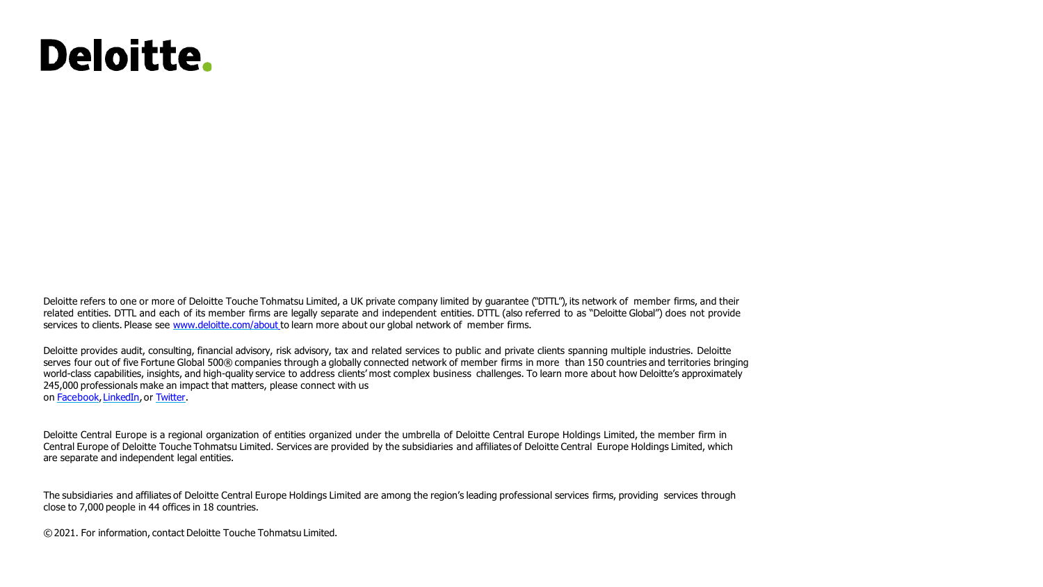# Deloitte.

Deloitte refers to one or more of Deloitte Touche Tohmatsu Limited, a UK private company limited by guarantee ("DTTL"), its network of member firms, and their related entities. DTTL and each of its member firms are legally separate and independent entities. DTTL (also referred to as "Deloitte Global") does not provide services to clients. Please see www.deloitte.com/about to learn more about our global network of member firms.

Deloitte provides audit, consulting, financial advisory, risk advisory, tax and related services to public and private clients spanning multiple industries. Deloitte serves four out of five Fortune Global 500® companies through a globally connected network of member firms in more than 150 countries and territories bringing world-class capabilities, insights, and high-quality service to address clients' most complex business challenges. To learn more about how Deloitte's approximately 245,000 professionals make an impact that matters, please connect with us on Facebook, LinkedIn, or Twitter.

Deloitte Central Europe is a regional organization of entities organized under the umbrella of Deloitte Central Europe Holdings Limited, the member firm in Central Europe of Deloitte Touche Tohmatsu Limited. Services are provided by the subsidiaries and affiliates of Deloitte Central Europe Holdings Limited, which are separate and independent legal entities.

The subsidiaries and affiliates of Deloitte Central Europe Holdings Limited are among the region's leading professional services firms, providing services through close to 7,000 people in 44 offices in 18 countries.

© 2021. For information, contact Deloitte Touche Tohmatsu Limited.